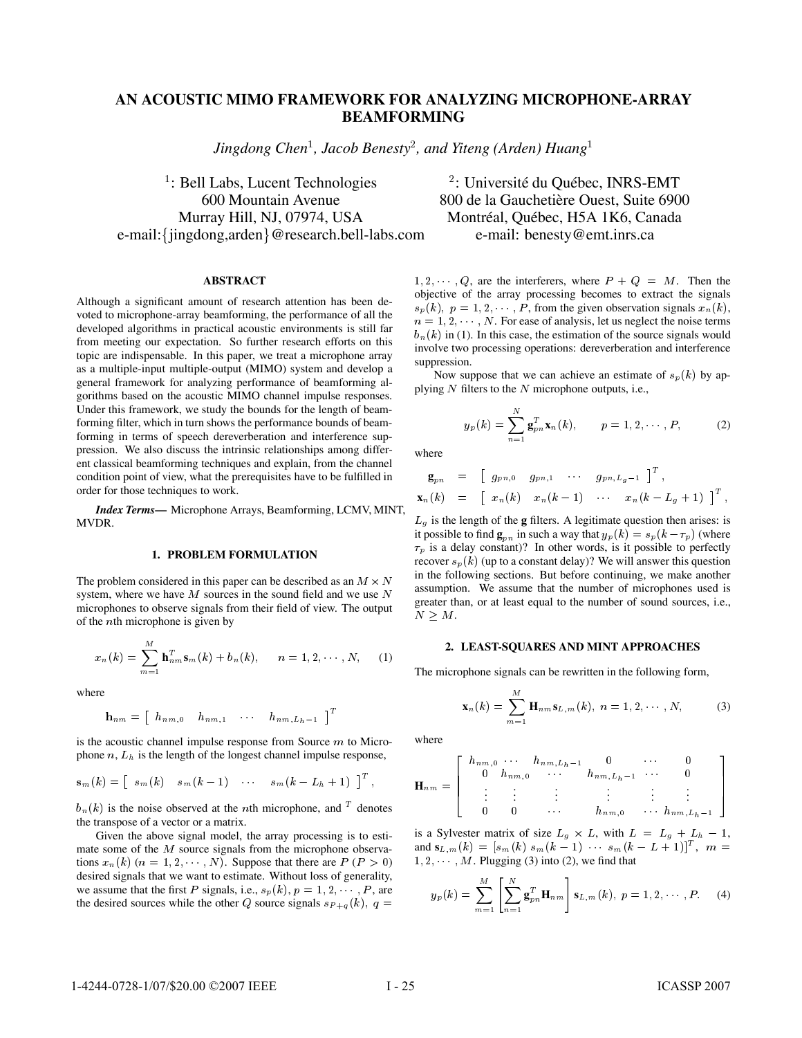# AN ACOUSTIC MIMO FRAMEWORK FOR ANALYZING MICROPHONE-ARRAY BEAMFORMING

*Jingdong Chen*[1], *Jacob Benesty*[2], *and Yiteng (Arden) Huang*[1]

[1]: Bell Labs, Lucent Technologies
600 Mountain Avenue
Murray Hill, NJ, 07974, USA
e-mail:{jingdong,arden}@research.bell-labs.com

[2]: Université du Québec, INRS-EMT
800 de la Gauchetière Ouest, Suite 6900
Montréal, Québec, H5A 1K6, Canada
e-mail: benesty@emt.inrs.ca

## ABSTRACT

Although a significant amount of research attention has been devoted to microphone-array beamforming, the performance of all the developed algorithms in practical acoustic environments is still far from meeting our expectation. So further research efforts on this topic are indispensable. In this paper, we treat a microphone array as a multiple-input multiple-output (MIMO) system and develop a general framework for analyzing performance of beamforming algorithms based on the acoustic MIMO channel impulse responses. Under this framework, we study the bounds for the length of beamforming filter, which in turn shows the performance bounds of beamforming in terms of speech dereverberation and interference suppression. We also discuss the intrinsic relationships among different classical beamforming techniques and explain, from the channel condition point of view, what the prerequisites have to be fulfilled in order for those techniques to work.

***Index Terms*—** Microphone Arrays, Beamforming, LCMV, MINT, MVDR.

## 1. PROBLEM FORMULATION

The problem considered in this paper can be described as an $M \times N$ system, where we have $M$ sources in the sound field and we use $N$ microphones to observe signals from their field of view. The output of the $n$th microphone is given by

$$x_n(k) = \sum_{m=1}^{M} \mathbf{h}_{nm}^T \mathbf{s}_m(k) + b_n(k), \qquad n = 1, 2, \cdots, N, \qquad (1)$$

where

$$\mathbf{h}_{nm} = \left[ \begin{array}{cccc} h_{nm,0} & h_{nm,1} & \cdots & h_{nm,L_h-1} \end{array} \right]^T$$

is the acoustic channel impulse response from Source $m$ to Microphone $n$, $L_h$ is the length of the longest channel impulse response,

$$\mathbf{s}_m(k) = \left[ \begin{array}{cccc} s_m(k) & s_m(k-1) & \cdots & s_m(k-L_h+1) \end{array} \right]^T,$$

$b_n(k)$ is the noise observed at the $n$th microphone, and $^T$ denotes the transpose of a vector or a matrix.

Given the above signal model, the array processing is to estimate some of the $M$ source signals from the microphone observations $x_n(k)$ $(n = 1, 2, \cdots, N)$. Suppose that there are $P$ $(P > 0)$ desired signals that we want to estimate. Without loss of generality, we assume that the first $P$ signals, i.e., $s_p(k), p = 1, 2, \cdots, P$, are the desired sources while the other $Q$ source signals $s_{P+q}(k)$, $q = 1, 2, \cdots, Q$, are the interferers, where $P + Q = M$. Then the objective of the array processing becomes to extract the signals $s_p(k)$, $p = 1, 2, \cdots, P$, from the given observation signals $x_n(k)$, $n = 1, 2, \cdots, N$. For ease of analysis, let us neglect the noise terms $b_n(k)$ in (1). In this case, the estimation of the source signals would involve two processing operations: dereverberation and interference suppression.

Now suppose that we can achieve an estimate of $s_p(k)$ by applying $N$ filters to the $N$ microphone outputs, i.e.,

$$y_p(k) = \sum_{n=1}^{N} \mathbf{g}_{pn}^T \mathbf{x}_n(k), \qquad p = 1, 2, \cdots, P, \qquad (2)$$

where

$$\begin{aligned} \mathbf{g}_{pn} &= \left[ \begin{array}{cccc} g_{pn,0} & g_{pn,1} & \cdots & g_{pn,L_g-1} \end{array} \right]^T, \\ \mathbf{x}_n(k) &= \left[ \begin{array}{cccc} x_n(k) & x_n(k-1) & \cdots & x_n(k-L_g+1) \end{array} \right]^T, \end{aligned}$$

$L_g$ is the length of the $\mathbf{g}$ filters. A legitimate question then arises: is it possible to find $\mathbf{g}_{pn}$ in such a way that $y_p(k) = s_p(k - \tau_p)$ (where $\tau_p$ is a delay constant)? In other words, is it possible to perfectly recover $s_p(k)$ (up to a constant delay)? We will answer this question in the following sections. But before continuing, we make another assumption. We assume that the number of microphones used is greater than, or at least equal to the number of sound sources, i.e., $N \geq M$.

## 2. LEAST-SQUARES AND MINT APPROACHES

The microphone signals can be rewritten in the following form,

$$\mathbf{x}_n(k) = \sum_{m=1}^{M} \mathbf{H}_{nm} \mathbf{s}_{L,m}(k), \ n = 1, 2, \cdots, N, \qquad (3)$$

where

$$\mathbf{H}_{nm} = \left[ \begin{array}{cccccc} h_{nm,0} & \cdots & h_{nm,L_h-1} & 0 & \cdots & 0 \\ 0 & h_{nm,0} & \cdots & h_{nm,L_h-1} & \cdots & 0 \\ \vdots & \vdots & \vdots & \vdots & \vdots & \vdots \\ 0 & 0 & \cdots & h_{nm,0} & \cdots & h_{nm,L_h-1} \end{array} \right]$$

is a Sylvester matrix of size $L_g \times L$, with $L = L_g + L_h - 1$, and $\mathbf{s}_{L,m}(k) = \left[ s_m(k) \ s_m(k-1) \ \cdots \ s_m(k-L+1) \right]^T$, $m = 1, 2, \cdots, M$. Plugging (3) into (2), we find that

$$y_p(k) = \sum_{m=1}^{M} \left[ \sum_{n=1}^{N} \mathbf{g}_{pn}^T \mathbf{H}_{nm} \right] \mathbf{s}_{L,m}(k), \ p = 1, 2, \cdots, P. \qquad (4)$$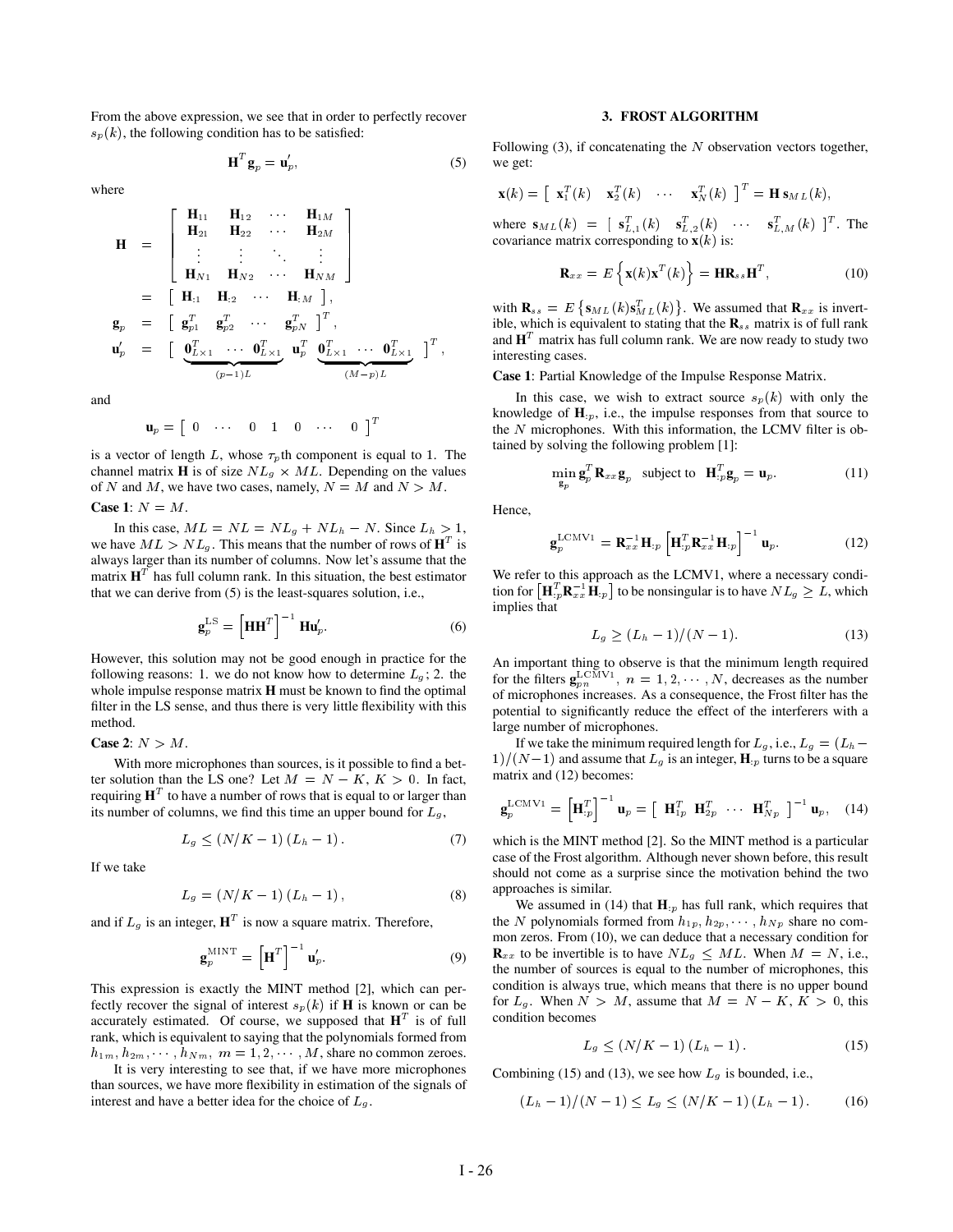From the above expression, we see that in order to perfectly recover $s_p(k)$, the following condition has to be satisfied:

$$\mathbf{H}^T \mathbf{g}_p = \mathbf{u}'_p, \tag{5}$$

where

$$\begin{aligned}
\mathbf{H} &= \begin{bmatrix} \mathbf{H}_{11} & \mathbf{H}_{12} & \cdots & \mathbf{H}_{1M} \\ \mathbf{H}_{21} & \mathbf{H}_{22} & \cdots & \mathbf{H}_{2M} \\ \vdots & \vdots & \ddots & \vdots \\ \mathbf{H}_{N1} & \mathbf{H}_{N2} & \cdots & \mathbf{H}_{NM} \end{bmatrix} \\
&= \begin{bmatrix} \mathbf{H}_{:1} & \mathbf{H}_{:2} & \cdots & \mathbf{H}_{:M} \end{bmatrix}, \\
\mathbf{g}_p &= \begin{bmatrix} \mathbf{g}_{p1}^T & \mathbf{g}_{p2}^T & \cdots & \mathbf{g}_{pN}^T \end{bmatrix}^T, \\
\mathbf{u}'_p &= \Big[ \underbrace{\mathbf{0}_{L\times 1}^T \ \cdots \ \mathbf{0}_{L\times 1}^T}_{(p-1)L} \ \mathbf{u}_p^T \ \underbrace{\mathbf{0}_{L\times 1}^T \ \cdots \ \mathbf{0}_{L\times 1}^T}_{(M-p)L} \Big]^T,
\end{aligned}$$

and

$$\mathbf{u}_p = \begin{bmatrix} 0 & \cdots & 0 & 1 & 0 & \cdots & 0 \end{bmatrix}^T$$

is a vector of length $L$, whose $\tau_p$th component is equal to 1. The channel matrix $\mathbf{H}$ is of size $NL_g \times ML$. Depending on the values of $N$ and $M$, we have two cases, namely, $N = M$ and $N > M$.

**Case 1**: $N = M$.

In this case, $ML = NL = NL_g + NL_h - N$. Since $L_h > 1$, we have $ML > NL_g$. This means that the number of rows of $\mathbf{H}^T$ is always larger than its number of columns. Now let's assume that the matrix $\mathbf{H}^T$ has full column rank. In this situation, the best estimator that we can derive from (5) is the least-squares solution, i.e.,

$$\mathbf{g}_p^{\mathrm{LS}} = \left[\mathbf{H}\mathbf{H}^T\right]^{-1} \mathbf{H}\mathbf{u}'_p. \tag{6}$$

However, this solution may not be good enough in practice for the following reasons: 1. we do not know how to determine $L_g$; 2. the whole impulse response matrix $\mathbf{H}$ must be known to find the optimal filter in the LS sense, and thus there is very little flexibility with this method.

**Case 2**: $N > M$.

With more microphones than sources, is it possible to find a better solution than the LS one? Let $M = N - K$, $K > 0$. In fact, requiring $\mathbf{H}^T$ to have a number of rows that is equal to or larger than its number of columns, we find this time an upper bound for $L_g$,

$$L_g \leq (N/K - 1)(L_h - 1). \tag{7}$$

If we take

$$L_g = (N/K - 1)(L_h - 1), \tag{8}$$

and if $L_g$ is an integer, $\mathbf{H}^T$ is now a square matrix. Therefore,

$$\mathbf{g}_p^{\mathrm{MINT}} = \left[\mathbf{H}^T\right]^{-1} \mathbf{u}'_p. \tag{9}$$

This expression is exactly the MINT method [2], which can perfectly recover the signal of interest $s_p(k)$ if $\mathbf{H}$ is known or can be accurately estimated. Of course, we supposed that $\mathbf{H}^T$ is of full rank, which is equivalent to saying that the polynomials formed from $h_{1m}, h_{2m}, \cdots, h_{Nm}$, $m = 1, 2, \cdots, M$, share no common zeroes.

It is very interesting to see that, if we have more microphones than sources, we have more flexibility in estimation of the signals of interest and have a better idea for the choice of $L_g$.

## 3. FROST ALGORITHM

Following (3), if concatenating the $N$ observation vectors together, we get:

$$\mathbf{x}(k) = \begin{bmatrix} \mathbf{x}_1^T(k) & \mathbf{x}_2^T(k) & \cdots & \mathbf{x}_N^T(k) \end{bmatrix}^T = \mathbf{H}\,\mathbf{s}_{ML}(k),$$

where $\mathbf{s}_{ML}(k) = \begin{bmatrix} \mathbf{s}_{L,1}^T(k) & \mathbf{s}_{L,2}^T(k) & \cdots & \mathbf{s}_{L,M}^T(k) \end{bmatrix}^T$. The covariance matrix corresponding to $\mathbf{x}(k)$ is:

$$\mathbf{R}_{xx} = E\left\{\mathbf{x}(k)\mathbf{x}^T(k)\right\} = \mathbf{H}\mathbf{R}_{ss}\mathbf{H}^T, \tag{10}$$

with $\mathbf{R}_{ss} = E\left\{\mathbf{s}_{ML}(k)\mathbf{s}_{ML}^T(k)\right\}$. We assumed that $\mathbf{R}_{xx}$ is invertible, which is equivalent to stating that the $\mathbf{R}_{ss}$ matrix is of full rank and $\mathbf{H}^T$ matrix has full column rank. We are now ready to study two interesting cases.

**Case 1**: Partial Knowledge of the Impulse Response Matrix.

In this case, we wish to extract source $s_p(k)$ with only the knowledge of $\mathbf{H}_{:p}$, i.e., the impulse responses from that source to the $N$ microphones. With this information, the LCMV filter is obtained by solving the following problem [1]:

$$\min_{\mathbf{g}_p} \mathbf{g}_p^T \mathbf{R}_{xx} \mathbf{g}_p \quad \text{subject to} \quad \mathbf{H}_{:p}^T \mathbf{g}_p = \mathbf{u}_p. \tag{11}$$

Hence,

$$\mathbf{g}_p^{\mathrm{LCMV1}} = \mathbf{R}_{xx}^{-1}\mathbf{H}_{:p}\left[\mathbf{H}_{:p}^T\mathbf{R}_{xx}^{-1}\mathbf{H}_{:p}\right]^{-1}\mathbf{u}_p. \tag{12}$$

We refer to this approach as the LCMV1, where a necessary condition for $\left[\mathbf{H}_{:p}^T\mathbf{R}_{xx}^{-1}\mathbf{H}_{:p}\right]$ to be nonsingular is to have $NL_g \geq L$, which implies that

$$L_g \geq (L_h - 1)/(N - 1). \tag{13}$$

An important thing to observe is that the minimum length required for the filters $\mathbf{g}_{pn}^{\mathrm{LCMV1}}$, $n = 1, 2, \cdots, N$, decreases as the number of microphones increases. As a consequence, the Frost filter has the potential to significantly reduce the effect of the interferers with a large number of microphones.

If we take the minimum required length for $L_g$, i.e., $L_g = (L_h - 1)/(N-1)$ and assume that $L_g$ is an integer, $\mathbf{H}_{:p}$ turns to be a square matrix and (12) becomes:

$$\mathbf{g}_p^{\mathrm{LCMV1}} = \left[\mathbf{H}_{:p}^T\right]^{-1}\mathbf{u}_p = \begin{bmatrix} \mathbf{H}_{1p}^T & \mathbf{H}_{2p}^T & \cdots & \mathbf{H}_{Np}^T \end{bmatrix}^{-1}\mathbf{u}_p, \tag{14}$$

which is the MINT method [2]. So the MINT method is a particular case of the Frost algorithm. Although never shown before, this result should not come as a surprise since the motivation behind the two approaches is similar.

We assumed in (14) that $\mathbf{H}_{:p}$ has full rank, which requires that the $N$ polynomials formed from $h_{1p}, h_{2p}, \cdots, h_{Np}$ share no common zeros. From (10), we can deduce that a necessary condition for $\mathbf{R}_{xx}$ to be invertible is to have $NL_g \leq ML$. When $M = N$, i.e., the number of sources is equal to the number of microphones, this condition is always true, which means that there is no upper bound for $L_g$. When $N > M$, assume that $M = N - K$, $K > 0$, this condition becomes

$$L_g \leq (N/K - 1)(L_h - 1). \tag{15}$$

Combining (15) and (13), we see how $L_g$ is bounded, i.e.,

$$(L_h - 1)/(N - 1) \leq L_g \leq (N/K - 1)(L_h - 1). \tag{16}$$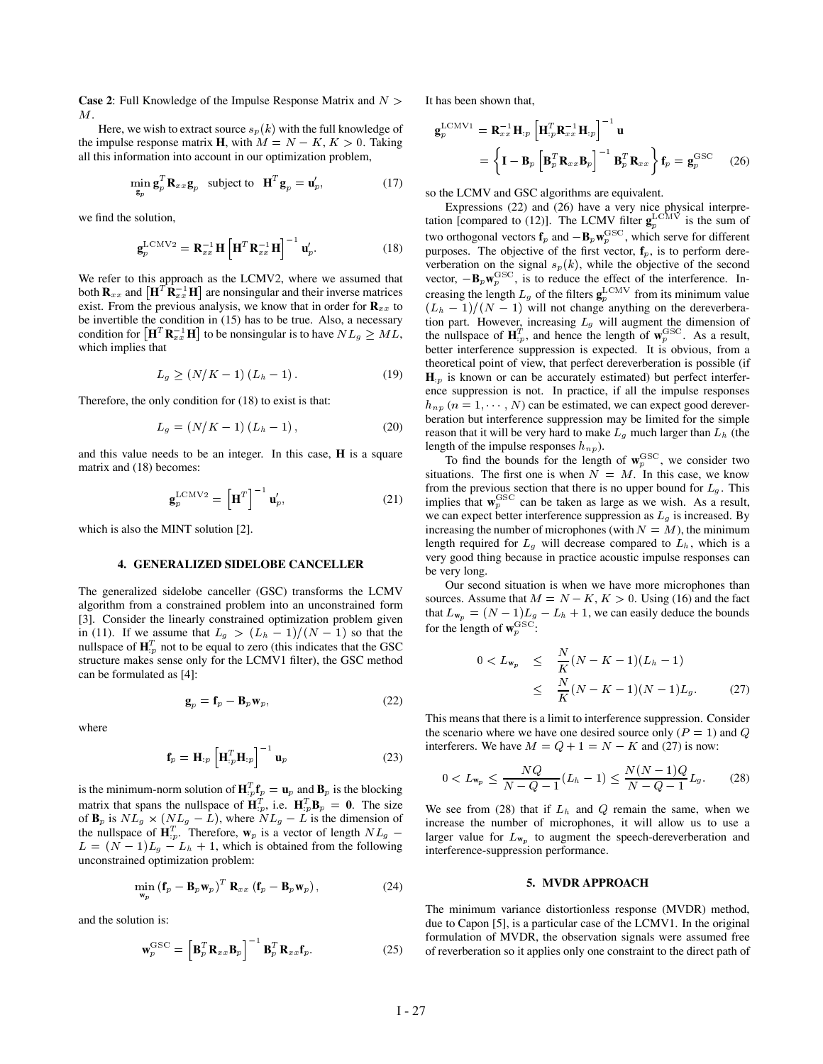**Case 2**: Full Knowledge of the Impulse Response Matrix and $N > M$.

Here, we wish to extract source $s_p(k)$ with the full knowledge of the impulse response matrix $\mathbf{H}$, with $M = N - K$, $K > 0$. Taking all this information into account in our optimization problem,

$$\min_{\mathbf{g}_p} \mathbf{g}_p^T \mathbf{R}_{xx} \mathbf{g}_p \quad \text{subject to} \quad \mathbf{H}^T \mathbf{g}_p = \mathbf{u}_p', \tag{17}$$

we find the solution,

$$\mathbf{g}_p^{\text{LCMV2}} = \mathbf{R}_{xx}^{-1} \mathbf{H} \left[ \mathbf{H}^T \mathbf{R}_{xx}^{-1} \mathbf{H} \right]^{-1} \mathbf{u}_p'. \tag{18}$$

We refer to this approach as the LCMV2, where we assumed that both $\mathbf{R}_{xx}$ and $\left[\mathbf{H}^T \mathbf{R}_{xx}^{-1} \mathbf{H}\right]$ are nonsingular and their inverse matrices exist. From the previous analysis, we know that in order for $\mathbf{R}_{xx}$ to be invertible the condition in (15) has to be true. Also, a necessary condition for $\left[\mathbf{H}^T \mathbf{R}_{xx}^{-1} \mathbf{H}\right]$ to be nonsingular is to have $NL_g \geq ML$, which implies that

$$L_g \geq (N/K - 1)(L_h - 1). \tag{19}$$

Therefore, the only condition for (18) to exist is that:

$$L_g = (N/K - 1)(L_h - 1), \tag{20}$$

and this value needs to be an integer. In this case, $\mathbf{H}$ is a square matrix and (18) becomes:

$$\mathbf{g}_p^{\text{LCMV2}} = \left[\mathbf{H}^T\right]^{-1} \mathbf{u}_p', \tag{21}$$

which is also the MINT solution [2].

## 4. GENERALIZED SIDELOBE CANCELLER

The generalized sidelobe canceller (GSC) transforms the LCMV algorithm from a constrained problem into an unconstrained form [3]. Consider the linearly constrained optimization problem given in (11). If we assume that $L_g > (L_h - 1)/(N - 1)$ so that the nullspace of $\mathbf{H}_{:p}^T$ not to be equal to zero (this indicates that the GSC structure makes sense only for the LCMV1 filter), the GSC method can be formulated as [4]:

$$\mathbf{g}_p = \mathbf{f}_p - \mathbf{B}_p \mathbf{w}_p, \tag{22}$$

where

$$\mathbf{f}_p = \mathbf{H}_{:p} \left[ \mathbf{H}_{:p}^T \mathbf{H}_{:p} \right]^{-1} \mathbf{u}_p \tag{23}$$

is the minimum-norm solution of $\mathbf{H}_{:p}^T \mathbf{f}_p = \mathbf{u}_p$ and $\mathbf{B}_p$ is the blocking matrix that spans the nullspace of $\mathbf{H}_{:p}^T$, i.e. $\mathbf{H}_{:p}^T \mathbf{B}_p = \mathbf{0}$. The size of $\mathbf{B}_p$ is $NL_g \times (NL_g - L)$, where $NL_g - L$ is the dimension of the nullspace of $\mathbf{H}_{:p}^T$. Therefore, $\mathbf{w}_p$ is a vector of length $NL_g - L = (N-1)L_g - L_h + 1$, which is obtained from the following unconstrained optimization problem:

$$\min_{\mathbf{w}_p} (\mathbf{f}_p - \mathbf{B}_p \mathbf{w}_p)^T \mathbf{R}_{xx} (\mathbf{f}_p - \mathbf{B}_p \mathbf{w}_p), \tag{24}$$

and the solution is:

$$\mathbf{w}_p^{\text{GSC}} = \left[ \mathbf{B}_p^T \mathbf{R}_{xx} \mathbf{B}_p \right]^{-1} \mathbf{B}_p^T \mathbf{R}_{xx} \mathbf{f}_p. \tag{25}$$

It has been shown that,

$$\begin{aligned} \mathbf{g}_p^{\text{LCMV1}} &= \mathbf{R}_{xx}^{-1} \mathbf{H}_{:p} \left[ \mathbf{H}_{:p}^T \mathbf{R}_{xx}^{-1} \mathbf{H}_{:p} \right]^{-1} \mathbf{u} \\ &= \left\{ \mathbf{I} - \mathbf{B}_p \left[ \mathbf{B}_p^T \mathbf{R}_{xx} \mathbf{B}_p \right]^{-1} \mathbf{B}_p^T \mathbf{R}_{xx} \right\} \mathbf{f}_p = \mathbf{g}_p^{\text{GSC}} \end{aligned} \tag{26}$$

so the LCMV and GSC algorithms are equivalent.

Expressions (22) and (26) have a very nice physical interpretation [compared to (12)]. The LCMV filter $\mathbf{g}_p^{\text{LCMV}}$ is the sum of two orthogonal vectors $\mathbf{f}_p$ and $-\mathbf{B}_p \mathbf{w}_p^{\text{GSC}}$, which serve for different purposes. The objective of the first vector, $\mathbf{f}_p$, is to perform dereverberation on the signal $s_p(k)$, while the objective of the second vector, $-\mathbf{B}_p \mathbf{w}_p^{\text{GSC}}$, is to reduce the effect of the interference. Increasing the length $L_g$ of the filters $\mathbf{g}_p^{\text{LCMV}}$ from its minimum value $(L_h - 1)/(N - 1)$ will not change anything on the dereverberation part. However, increasing $L_g$ will augment the dimension of the nullspace of $\mathbf{H}_{:p}^T$, and hence the length of $\mathbf{w}_p^{\text{GSC}}$. As a result, better interference suppression is expected. It is obvious, from a theoretical point of view, that perfect dereverberation is possible (if $\mathbf{H}_{:p}$ is known or can be accurately estimated) but perfect interference suppression is not. In practice, if all the impulse responses $h_{np}$ $(n = 1, \cdots, N)$ can be estimated, we can expect good dereverberation but interference suppression may be limited for the simple reason that it will be very hard to make $L_g$ much larger than $L_h$ (the length of the impulse responses $h_{np}$).

To find the bounds for the length of $\mathbf{w}_p^{\text{GSC}}$, we consider two situations. The first one is when $N = M$. In this case, we know from the previous section that there is no upper bound for $L_g$. This implies that $\mathbf{w}_p^{\text{GSC}}$ can be taken as large as we wish. As a result, we can expect better interference suppression as $L_g$ is increased. By increasing the number of microphones (with $N = M$), the minimum length required for $L_g$ will decrease compared to $L_h$, which is a very good thing because in practice acoustic impulse responses can be very long.

Our second situation is when we have more microphones than sources. Assume that $M = N - K$, $K > 0$. Using (16) and the fact that $L_{\mathbf{w}_p} = (N-1)L_g - L_h + 1$, we can easily deduce the bounds for the length of $\mathbf{w}_p^{\text{GSC}}$:

$$\begin{aligned} 0 < L_{\mathbf{w}_p} &\leq \frac{N}{K}(N - K - 1)(L_h - 1) \\ &\leq \frac{N}{K}(N - K - 1)(N - 1)L_g. \end{aligned} \tag{27}$$

This means that there is a limit to interference suppression. Consider the scenario where we have one desired source only ($P = 1$) and $Q$ interferers. We have $M = Q + 1 = N - K$ and (27) is now:

$$0 < L_{\mathbf{w}_p} \leq \frac{NQ}{N - Q - 1}(L_h - 1) \leq \frac{N(N-1)Q}{N - Q - 1} L_g. \tag{28}$$

We see from (28) that if $L_h$ and $Q$ remain the same, when we increase the number of microphones, it will allow us to use a larger value for $L_{\mathbf{w}_p}$ to augment the speech-dereverberation and interference-suppression performance.

## 5. MVDR APPROACH

The minimum variance distortionless response (MVDR) method, due to Capon [5], is a particular case of the LCMV1. In the original formulation of MVDR, the observation signals were assumed free of reverberation so it applies only one constraint to the direct path of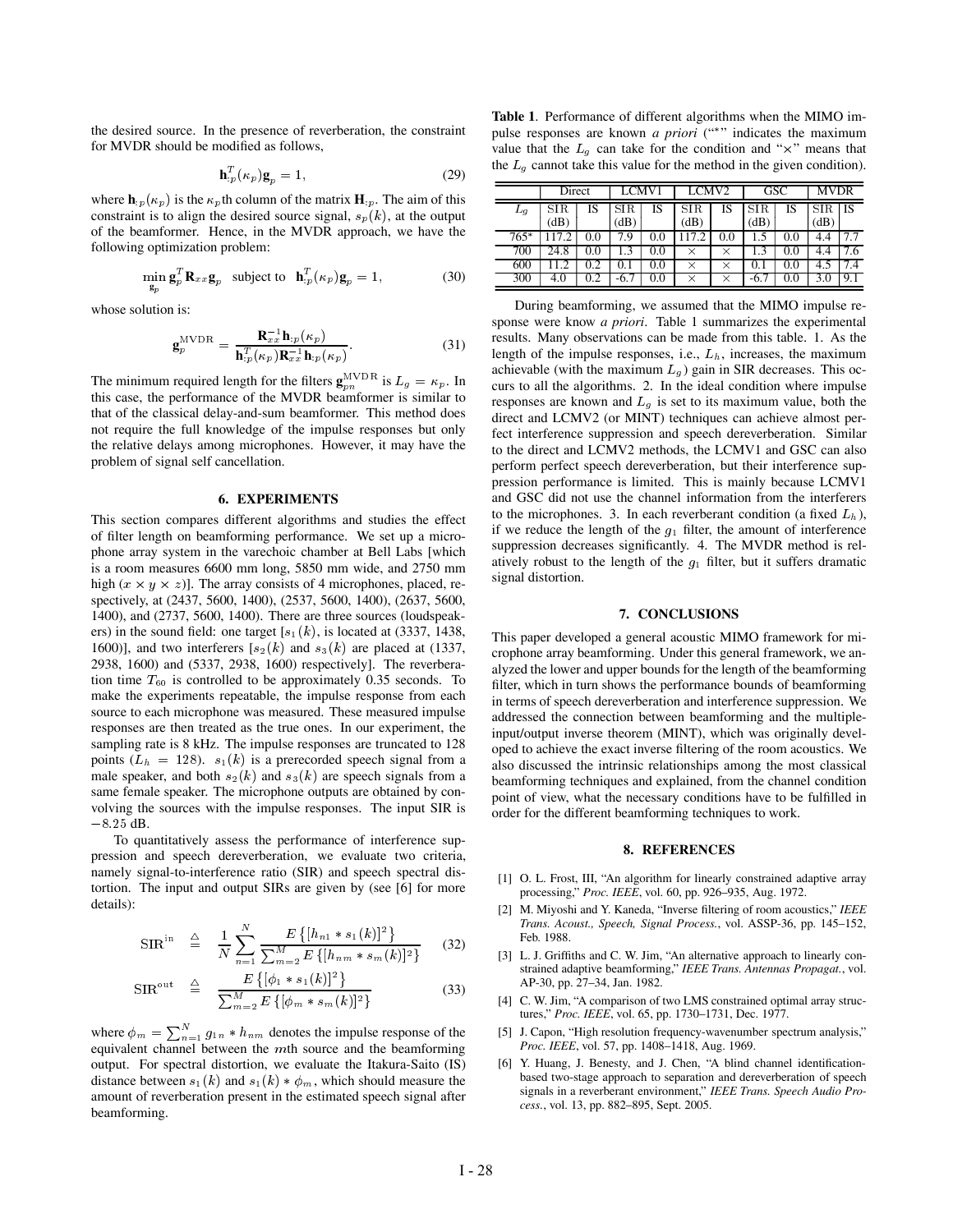the desired source. In the presence of reverberation, the constraint for MVDR should be modified as follows,

$$\mathbf{h}_{:p}^T(\kappa_p)\mathbf{g}_p = 1, \tag{29}$$

where $\mathbf{h}_{:p}(\kappa_p)$ is the $\kappa_p$th column of the matrix $\mathbf{H}_{:p}$. The aim of this constraint is to align the desired source signal, $s_p(k)$, at the output of the beamformer. Hence, in the MVDR approach, we have the following optimization problem:

$$\min_{\mathbf{g}_p} \mathbf{g}_p^T \mathbf{R}_{xx}\mathbf{g}_p \quad \text{subject to} \quad \mathbf{h}_{:p}^T(\kappa_p)\mathbf{g}_p = 1, \tag{30}$$

whose solution is:

$$\mathbf{g}_p^{\text{MVDR}} = \frac{\mathbf{R}_{xx}^{-1}\mathbf{h}_{:p}(\kappa_p)}{\mathbf{h}_{:p}^T(\kappa_p)\mathbf{R}_{xx}^{-1}\mathbf{h}_{:p}(\kappa_p)}. \tag{31}$$

The minimum required length for the filters $\mathbf{g}_{pn}^{\text{MVDR}}$ is $L_g = \kappa_p$. In this case, the performance of the MVDR beamformer is similar to that of the classical delay-and-sum beamformer. This method does not require the full knowledge of the impulse responses but only the relative delays among microphones. However, it may have the problem of signal self cancellation.

## 6. EXPERIMENTS

This section compares different algorithms and studies the effect of filter length on beamforming performance. We set up a microphone array system in the varechoic chamber at Bell Labs [which is a room measures 6600 mm long, 5850 mm wide, and 2750 mm high ($x \times y \times z$)]. The array consists of 4 microphones, placed, respectively, at (2437, 5600, 1400), (2537, 5600, 1400), (2637, 5600, 1400), and (2737, 5600, 1400). There are three sources (loudspeakers) in the sound field: one target [$s_1(k)$, is located at (3337, 1438, 1600)], and two interferers [$s_2(k)$ and $s_3(k)$ are placed at (1337, 2938, 1600) and (5337, 2938, 1600) respectively]. The reverberation time $T_{60}$ is controlled to be approximately 0.35 seconds. To make the experiments repeatable, the impulse response from each source to each microphone was measured. These measured impulse responses are then treated as the true ones. In our experiment, the sampling rate is 8 kHz. The impulse responses are truncated to 128 points ($L_h = 128$). $s_1(k)$ is a prerecorded speech signal from a male speaker, and both $s_2(k)$ and $s_3(k)$ are speech signals from a same female speaker. The microphone outputs are obtained by convolving the sources with the impulse responses. The input SIR is $-8.25$ dB.

To quantitatively assess the performance of interference suppression and speech dereverberation, we evaluate two criteria, namely signal-to-interference ratio (SIR) and speech spectral distortion. The input and output SIRs are given by (see [6] for more details):

$$\text{SIR}^{\text{in}} \triangleq \frac{1}{N}\sum_{n=1}^{N}\frac{E\left\{[h_{n1} * s_1(k)]^2\right\}}{\sum_{m=2}^{M}E\left\{[h_{nm} * s_m(k)]^2\right\}} \tag{32}$$

$$\text{SIR}^{\text{out}} \triangleq \frac{E\left\{[\phi_1 * s_1(k)]^2\right\}}{\sum_{m=2}^{M}E\left\{[\phi_m * s_m(k)]^2\right\}} \tag{33}$$

where $\phi_m = \sum_{n=1}^{N} g_{1n} * h_{nm}$ denotes the impulse response of the equivalent channel between the $m$th source and the beamforming output. For spectral distortion, we evaluate the Itakura-Saito (IS) distance between $s_1(k)$ and $s_1(k) * \phi_m$, which should measure the amount of reverberation present in the estimated speech signal after beamforming.

**Table 1**. Performance of different algorithms when the MIMO impulse responses are known *a priori* ("*" indicates the maximum value that the $L_g$ can take for the condition and "×" means that the $L_g$ cannot take this value for the method in the given condition).

| | Direct | | LCMV1 | | LCMV2 | | GSC | | MVDR | |
|---|---|---|---|---|---|---|---|---|---|---|
| $L_g$ | SIR (dB) | IS | SIR (dB) | IS | SIR (dB) | IS | SIR (dB) | IS | SIR (dB) | IS |
| 765* | 117.2 | 0.0 | 7.9 | 0.0 | 117.2 | 0.0 | 1.5 | 0.0 | 4.4 | 7.7 |
| 700 | 24.8 | 0.0 | 1.3 | 0.0 | × | × | 1.3 | 0.0 | 4.4 | 7.6 |
| 600 | 11.2 | 0.2 | 0.1 | 0.0 | × | × | 0.1 | 0.0 | 4.5 | 7.4 |
| 300 | 4.0 | 0.2 | -6.7 | 0.0 | × | × | -6.7 | 0.0 | 3.0 | 9.1 |

During beamforming, we assumed that the MIMO impulse response were know *a priori*. Table 1 summarizes the experimental results. Many observations can be made from this table. 1. As the length of the impulse responses, i.e., $L_h$, increases, the maximum achievable (with the maximum $L_g$) gain in SIR decreases. This occurs to all the algorithms. 2. In the ideal condition where impulse responses are known and $L_g$ is set to its maximum value, both the direct and LCMV2 (or MINT) techniques can achieve almost perfect interference suppression and speech dereverberation. Similar to the direct and LCMV2 methods, the LCMV1 and GSC can also perform perfect speech dereverberation, but their interference suppression performance is limited. This is mainly because LCMV1 and GSC did not use the channel information from the interferers to the microphones. 3. In each reverberant condition (a fixed $L_h$), if we reduce the length of the $g_1$ filter, the amount of interference suppression decreases significantly. 4. The MVDR method is relatively robust to the length of the $g_1$ filter, but it suffers dramatic signal distortion.

## 7. CONCLUSIONS

This paper developed a general acoustic MIMO framework for microphone array beamforming. Under this general framework, we analyzed the lower and upper bounds for the length of the beamforming filter, which in turn shows the performance bounds of beamforming in terms of speech dereverberation and interference suppression. We addressed the connection between beamforming and the multiple-input/output inverse theorem (MINT), which was originally developed to achieve the exact inverse filtering of the room acoustics. We also discussed the intrinsic relationships among the most classical beamforming techniques and explained, from the channel condition point of view, what the necessary conditions have to be fulfilled in order for the different beamforming techniques to work.

## 8. REFERENCES

[1] O. L. Frost, III, "An algorithm for linearly constrained adaptive array processing," *Proc. IEEE*, vol. 60, pp. 926–935, Aug. 1972.

[2] M. Miyoshi and Y. Kaneda, "Inverse filtering of room acoustics," *IEEE Trans. Acoust., Speech, Signal Process.*, vol. ASSP-36, pp. 145–152, Feb. 1988.

[3] L. J. Griffiths and C. W. Jim, "An alternative approach to linearly constrained adaptive beamforming," *IEEE Trans. Antennas Propagat.*, vol. AP-30, pp. 27–34, Jan. 1982.

[4] C. W. Jim, "A comparison of two LMS constrained optimal array structures," *Proc. IEEE*, vol. 65, pp. 1730–1731, Dec. 1977.

[5] J. Capon, "High resolution frequency-wavenumber spectrum analysis," *Proc. IEEE*, vol. 57, pp. 1408–1418, Aug. 1969.

[6] Y. Huang, J. Benesty, and J. Chen, "A blind channel identification-based two-stage approach to separation and dereverberation of speech signals in a reverberant environment," *IEEE Trans. Speech Audio Process.*, vol. 13, pp. 882–895, Sept. 2005.